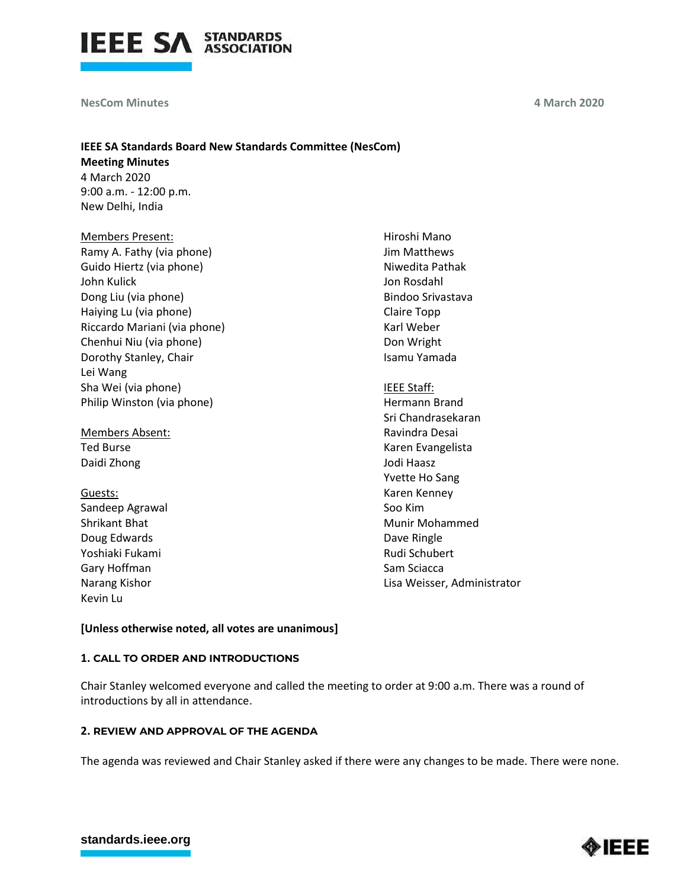**NesCom Minutes** **4 March 2020**

**IEEE SA Standards Board New Standards Committee (NesCom)**
**Meeting Minutes**
4 March 2020
9:00 a.m. - 12:00 p.m.
New Delhi, India

Members Present:
Ramy A. Fathy (via phone)
Guido Hiertz (via phone)
John Kulick
Dong Liu (via phone)
Haiying Lu (via phone)
Riccardo Mariani (via phone)
Chenhui Niu (via phone)
Dorothy Stanley, Chair
Lei Wang
Sha Wei (via phone)
Philip Winston (via phone)
Hiroshi Mano
Jim Matthews
Niwedita Pathak
Jon Rosdahl
Bindoo Srivastava
Claire Topp
Karl Weber
Don Wright
Isamu Yamada

Members Absent:
Ted Burse
Daidi Zhong

Guests:
Sandeep Agrawal
Shrikant Bhat
Doug Edwards
Yoshiaki Fukami
Gary Hoffman
Narang Kishor
Kevin Lu

IEEE Staff:
Hermann Brand
Sri Chandrasekaran
Ravindra Desai
Karen Evangelista
Jodi Haasz
Yvette Ho Sang
Karen Kenney
Soo Kim
Munir Mohammed
Dave Ringle
Rudi Schubert
Sam Sciacca
Lisa Weisser, Administrator

**[Unless otherwise noted, all votes are unanimous]**

### 1. CALL TO ORDER AND INTRODUCTIONS

Chair Stanley welcomed everyone and called the meeting to order at 9:00 a.m. There was a round of introductions by all in attendance.

### 2. REVIEW AND APPROVAL OF THE AGENDA

The agenda was reviewed and Chair Stanley asked if there were any changes to be made. There were none.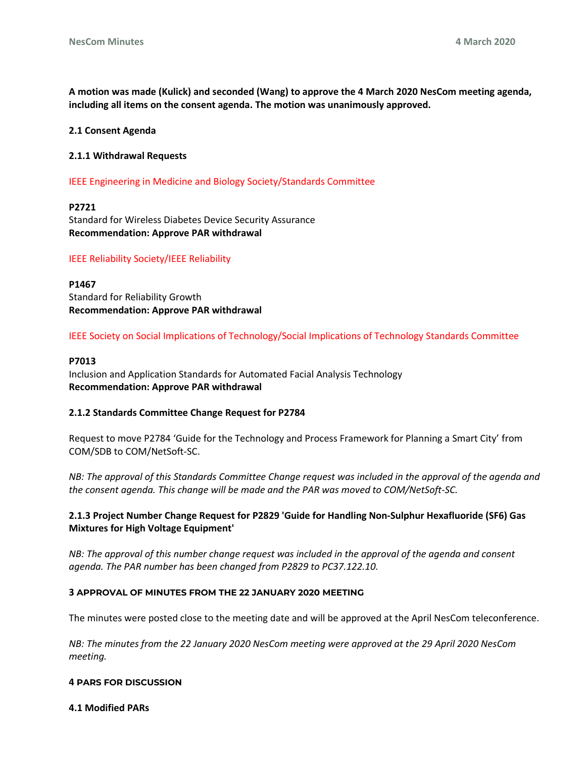**A motion was made (Kulick) and seconded (Wang) to approve the 4 March 2020 NesCom meeting agenda, including all items on the consent agenda. The motion was unanimously approved.**

### 2.1 Consent Agenda

#### 2.1.1 Withdrawal Requests

IEEE Engineering in Medicine and Biology Society/Standards Committee

**P2721**
Standard for Wireless Diabetes Device Security Assurance
**Recommendation: Approve PAR withdrawal**

IEEE Reliability Society/IEEE Reliability

**P1467**
Standard for Reliability Growth
**Recommendation: Approve PAR withdrawal**

IEEE Society on Social Implications of Technology/Social Implications of Technology Standards Committee

**P7013**
Inclusion and Application Standards for Automated Facial Analysis Technology
**Recommendation: Approve PAR withdrawal**

#### 2.1.2 Standards Committee Change Request for P2784

Request to move P2784 'Guide for the Technology and Process Framework for Planning a Smart City' from COM/SDB to COM/NetSoft-SC.

*NB: The approval of this Standards Committee Change request was included in the approval of the agenda and the consent agenda. This change will be made and the PAR was moved to COM/NetSoft-SC.*

#### 2.1.3 Project Number Change Request for P2829 'Guide for Handling Non-Sulphur Hexafluoride (SF6) Gas Mixtures for High Voltage Equipment'

*NB: The approval of this number change request was included in the approval of the agenda and consent agenda. The PAR number has been changed from P2829 to PC37.122.10.*

## 3 APPROVAL OF MINUTES FROM THE 22 JANUARY 2020 MEETING

The minutes were posted close to the meeting date and will be approved at the April NesCom teleconference.

*NB: The minutes from the 22 January 2020 NesCom meeting were approved at the 29 April 2020 NesCom meeting.*

## 4 PARS FOR DISCUSSION

### 4.1 Modified PARs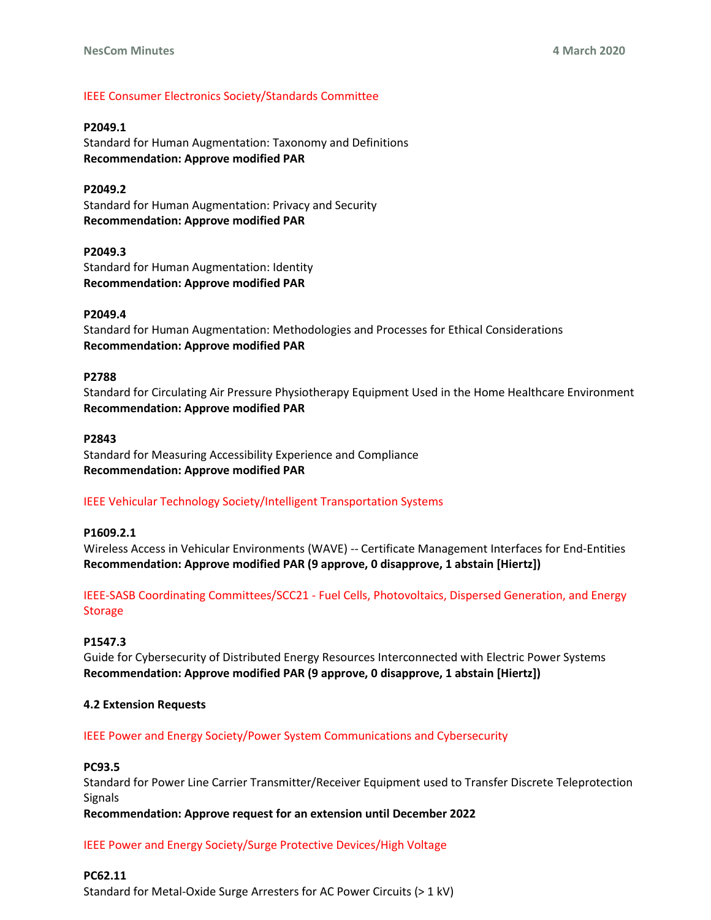IEEE Consumer Electronics Society/Standards Committee

**P2049.1**
Standard for Human Augmentation: Taxonomy and Definitions
**Recommendation: Approve modified PAR**

**P2049.2**
Standard for Human Augmentation: Privacy and Security
**Recommendation: Approve modified PAR**

**P2049.3**
Standard for Human Augmentation: Identity
**Recommendation: Approve modified PAR**

**P2049.4**
Standard for Human Augmentation: Methodologies and Processes for Ethical Considerations
**Recommendation: Approve modified PAR**

**P2788**
Standard for Circulating Air Pressure Physiotherapy Equipment Used in the Home Healthcare Environment
**Recommendation: Approve modified PAR**

**P2843**
Standard for Measuring Accessibility Experience and Compliance
**Recommendation: Approve modified PAR**

IEEE Vehicular Technology Society/Intelligent Transportation Systems

**P1609.2.1**
Wireless Access in Vehicular Environments (WAVE) -- Certificate Management Interfaces for End-Entities
**Recommendation: Approve modified PAR (9 approve, 0 disapprove, 1 abstain [Hiertz])**

IEEE-SASB Coordinating Committees/SCC21 - Fuel Cells, Photovoltaics, Dispersed Generation, and Energy Storage

**P1547.3**
Guide for Cybersecurity of Distributed Energy Resources Interconnected with Electric Power Systems
**Recommendation: Approve modified PAR (9 approve, 0 disapprove, 1 abstain [Hiertz])**

**4.2 Extension Requests**

IEEE Power and Energy Society/Power System Communications and Cybersecurity

**PC93.5**
Standard for Power Line Carrier Transmitter/Receiver Equipment used to Transfer Discrete Teleprotection Signals
**Recommendation: Approve request for an extension until December 2022**

IEEE Power and Energy Society/Surge Protective Devices/High Voltage

**PC62.11**
Standard for Metal-Oxide Surge Arresters for AC Power Circuits (> 1 kV)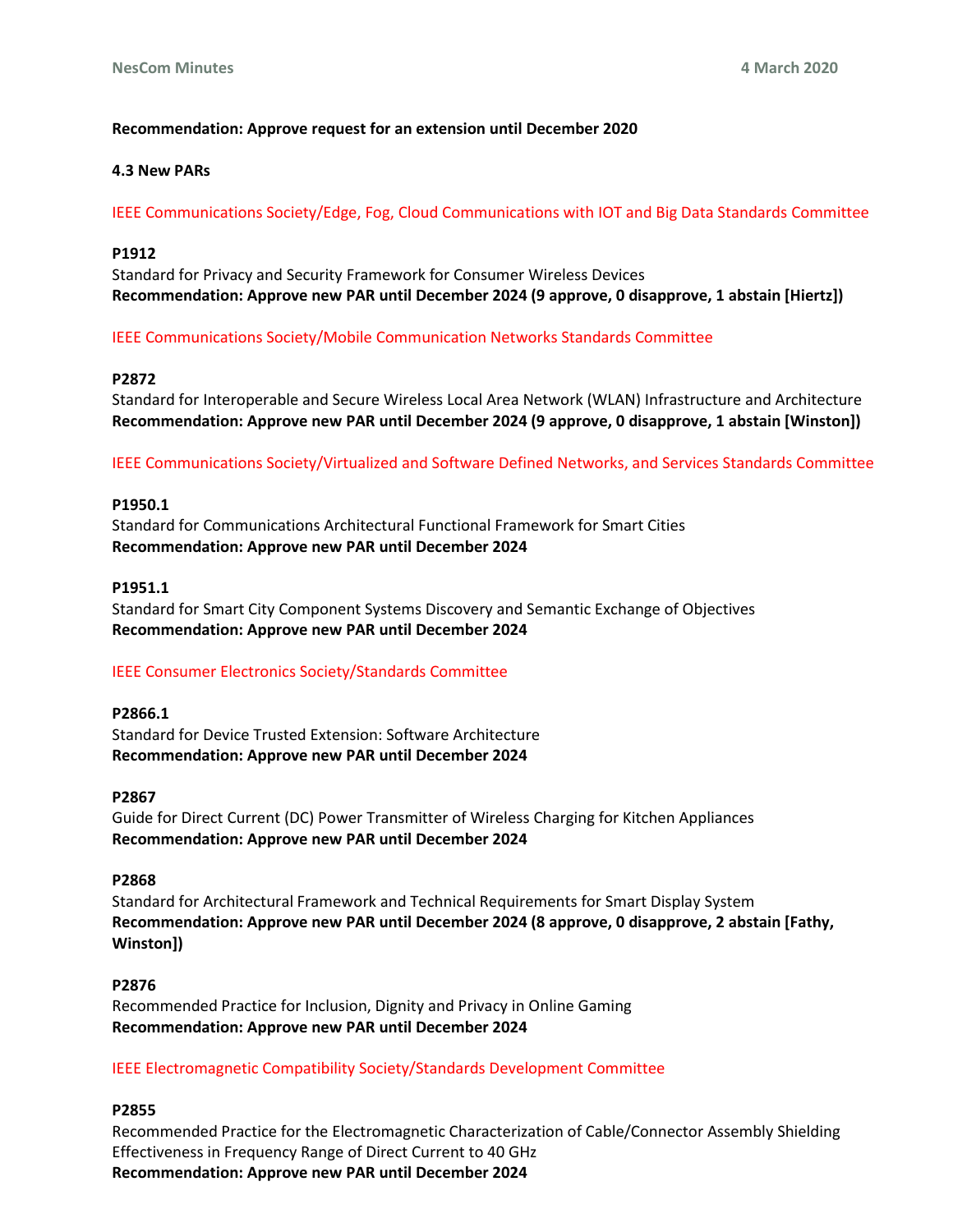**Recommendation: Approve request for an extension until December 2020**

### 4.3 New PARs

IEEE Communications Society/Edge, Fog, Cloud Communications with IOT and Big Data Standards Committee

**P1912**
Standard for Privacy and Security Framework for Consumer Wireless Devices
**Recommendation: Approve new PAR until December 2024 (9 approve, 0 disapprove, 1 abstain [Hiertz])**

IEEE Communications Society/Mobile Communication Networks Standards Committee

**P2872**
Standard for Interoperable and Secure Wireless Local Area Network (WLAN) Infrastructure and Architecture
**Recommendation: Approve new PAR until December 2024 (9 approve, 0 disapprove, 1 abstain [Winston])**

IEEE Communications Society/Virtualized and Software Defined Networks, and Services Standards Committee

**P1950.1**
Standard for Communications Architectural Functional Framework for Smart Cities
**Recommendation: Approve new PAR until December 2024**

**P1951.1**
Standard for Smart City Component Systems Discovery and Semantic Exchange of Objectives
**Recommendation: Approve new PAR until December 2024**

IEEE Consumer Electronics Society/Standards Committee

**P2866.1**
Standard for Device Trusted Extension: Software Architecture
**Recommendation: Approve new PAR until December 2024**

**P2867**
Guide for Direct Current (DC) Power Transmitter of Wireless Charging for Kitchen Appliances
**Recommendation: Approve new PAR until December 2024**

**P2868**
Standard for Architectural Framework and Technical Requirements for Smart Display System
**Recommendation: Approve new PAR until December 2024 (8 approve, 0 disapprove, 2 abstain [Fathy, Winston])**

**P2876**
Recommended Practice for Inclusion, Dignity and Privacy in Online Gaming
**Recommendation: Approve new PAR until December 2024**

IEEE Electromagnetic Compatibility Society/Standards Development Committee

**P2855**
Recommended Practice for the Electromagnetic Characterization of Cable/Connector Assembly Shielding Effectiveness in Frequency Range of Direct Current to 40 GHz
**Recommendation: Approve new PAR until December 2024**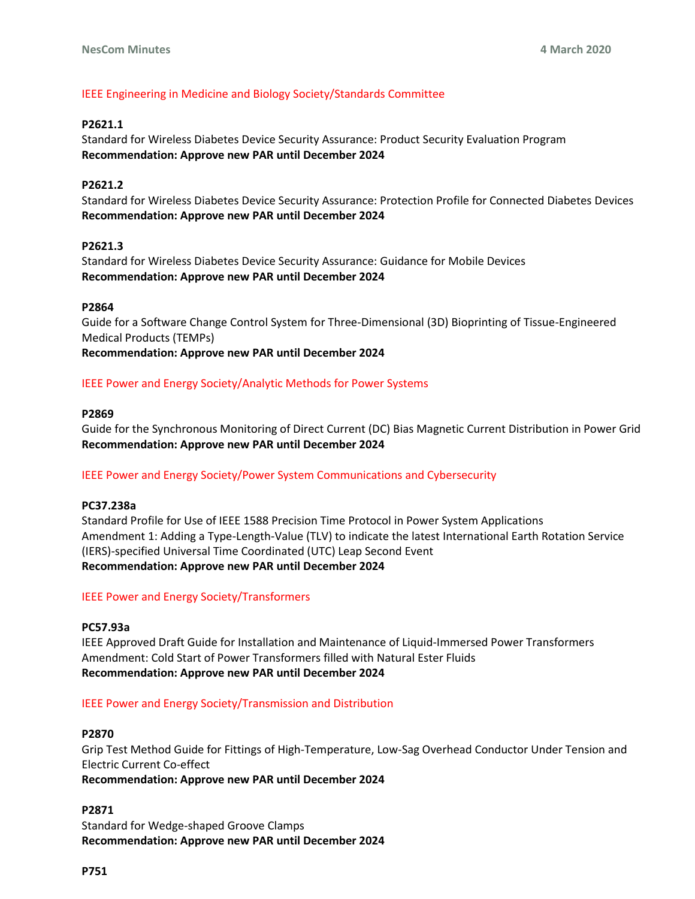## IEEE Engineering in Medicine and Biology Society/Standards Committee

**P2621.1**
Standard for Wireless Diabetes Device Security Assurance: Product Security Evaluation Program
**Recommendation: Approve new PAR until December 2024**

**P2621.2**
Standard for Wireless Diabetes Device Security Assurance: Protection Profile for Connected Diabetes Devices
**Recommendation: Approve new PAR until December 2024**

**P2621.3**
Standard for Wireless Diabetes Device Security Assurance: Guidance for Mobile Devices
**Recommendation: Approve new PAR until December 2024**

**P2864**
Guide for a Software Change Control System for Three-Dimensional (3D) Bioprinting of Tissue-Engineered Medical Products (TEMPs)
**Recommendation: Approve new PAR until December 2024**

## IEEE Power and Energy Society/Analytic Methods for Power Systems

**P2869**
Guide for the Synchronous Monitoring of Direct Current (DC) Bias Magnetic Current Distribution in Power Grid
**Recommendation: Approve new PAR until December 2024**

## IEEE Power and Energy Society/Power System Communications and Cybersecurity

**PC37.238a**
Standard Profile for Use of IEEE 1588 Precision Time Protocol in Power System Applications
Amendment 1: Adding a Type-Length-Value (TLV) to indicate the latest International Earth Rotation Service (IERS)-specified Universal Time Coordinated (UTC) Leap Second Event
**Recommendation: Approve new PAR until December 2024**

## IEEE Power and Energy Society/Transformers

**PC57.93a**
IEEE Approved Draft Guide for Installation and Maintenance of Liquid-Immersed Power Transformers
Amendment: Cold Start of Power Transformers filled with Natural Ester Fluids
**Recommendation: Approve new PAR until December 2024**

## IEEE Power and Energy Society/Transmission and Distribution

**P2870**
Grip Test Method Guide for Fittings of High-Temperature, Low-Sag Overhead Conductor Under Tension and Electric Current Co-effect
**Recommendation: Approve new PAR until December 2024**

**P2871**
Standard for Wedge-shaped Groove Clamps
**Recommendation: Approve new PAR until December 2024**

**P751**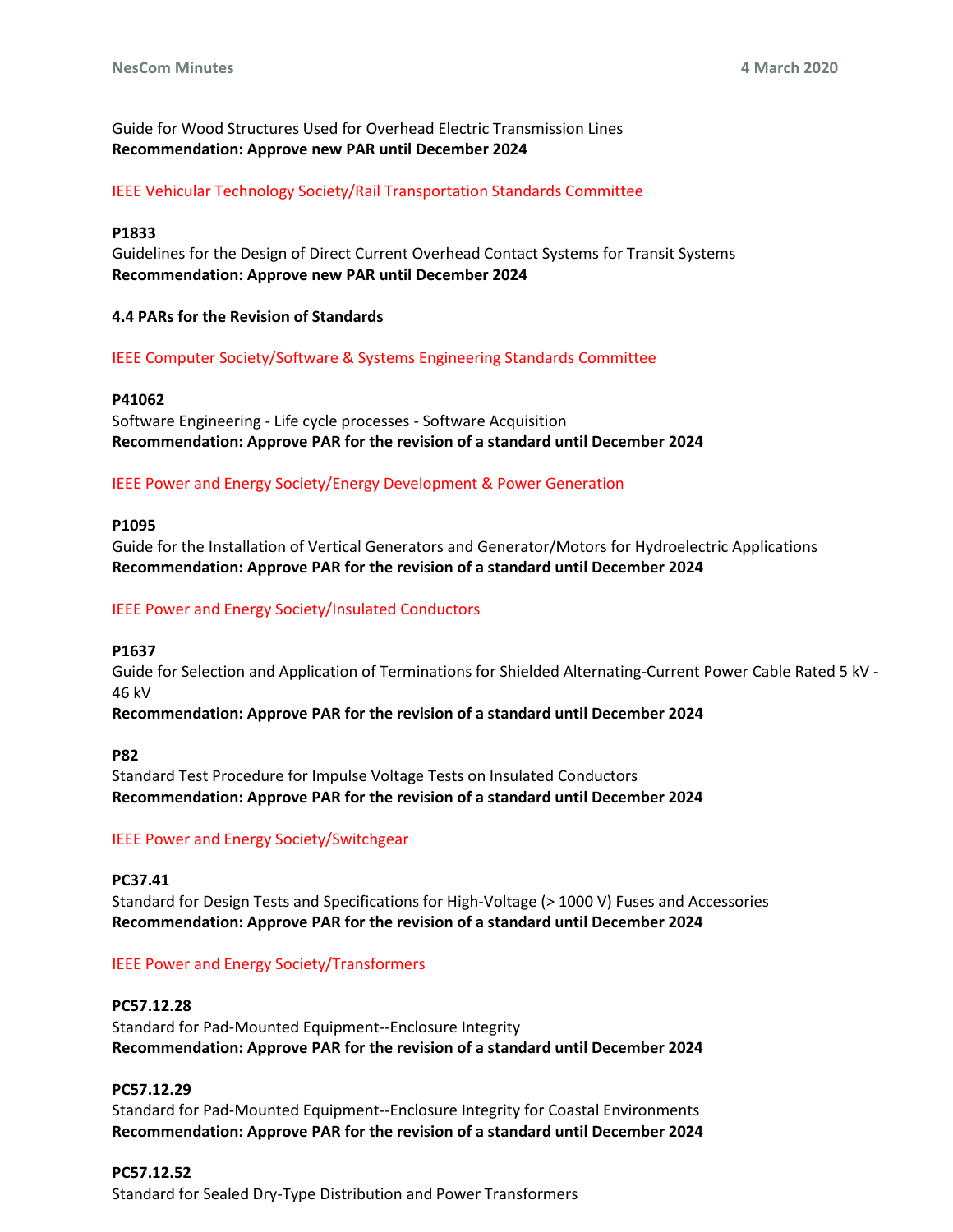Guide for Wood Structures Used for Overhead Electric Transmission Lines
**Recommendation: Approve new PAR until December 2024**

IEEE Vehicular Technology Society/Rail Transportation Standards Committee

**P1833**
Guidelines for the Design of Direct Current Overhead Contact Systems for Transit Systems
**Recommendation: Approve new PAR until December 2024**

**4.4 PARs for the Revision of Standards**

IEEE Computer Society/Software & Systems Engineering Standards Committee

**P41062**
Software Engineering - Life cycle processes - Software Acquisition
**Recommendation: Approve PAR for the revision of a standard until December 2024**

IEEE Power and Energy Society/Energy Development & Power Generation

**P1095**
Guide for the Installation of Vertical Generators and Generator/Motors for Hydroelectric Applications
**Recommendation: Approve PAR for the revision of a standard until December 2024**

IEEE Power and Energy Society/Insulated Conductors

**P1637**
Guide for Selection and Application of Terminations for Shielded Alternating-Current Power Cable Rated 5 kV - 46 kV
**Recommendation: Approve PAR for the revision of a standard until December 2024**

**P82**
Standard Test Procedure for Impulse Voltage Tests on Insulated Conductors
**Recommendation: Approve PAR for the revision of a standard until December 2024**

IEEE Power and Energy Society/Switchgear

**PC37.41**
Standard for Design Tests and Specifications for High-Voltage (> 1000 V) Fuses and Accessories
**Recommendation: Approve PAR for the revision of a standard until December 2024**

IEEE Power and Energy Society/Transformers

**PC57.12.28**
Standard for Pad-Mounted Equipment--Enclosure Integrity
**Recommendation: Approve PAR for the revision of a standard until December 2024**

**PC57.12.29**
Standard for Pad-Mounted Equipment--Enclosure Integrity for Coastal Environments
**Recommendation: Approve PAR for the revision of a standard until December 2024**

**PC57.12.52**
Standard for Sealed Dry-Type Distribution and Power Transformers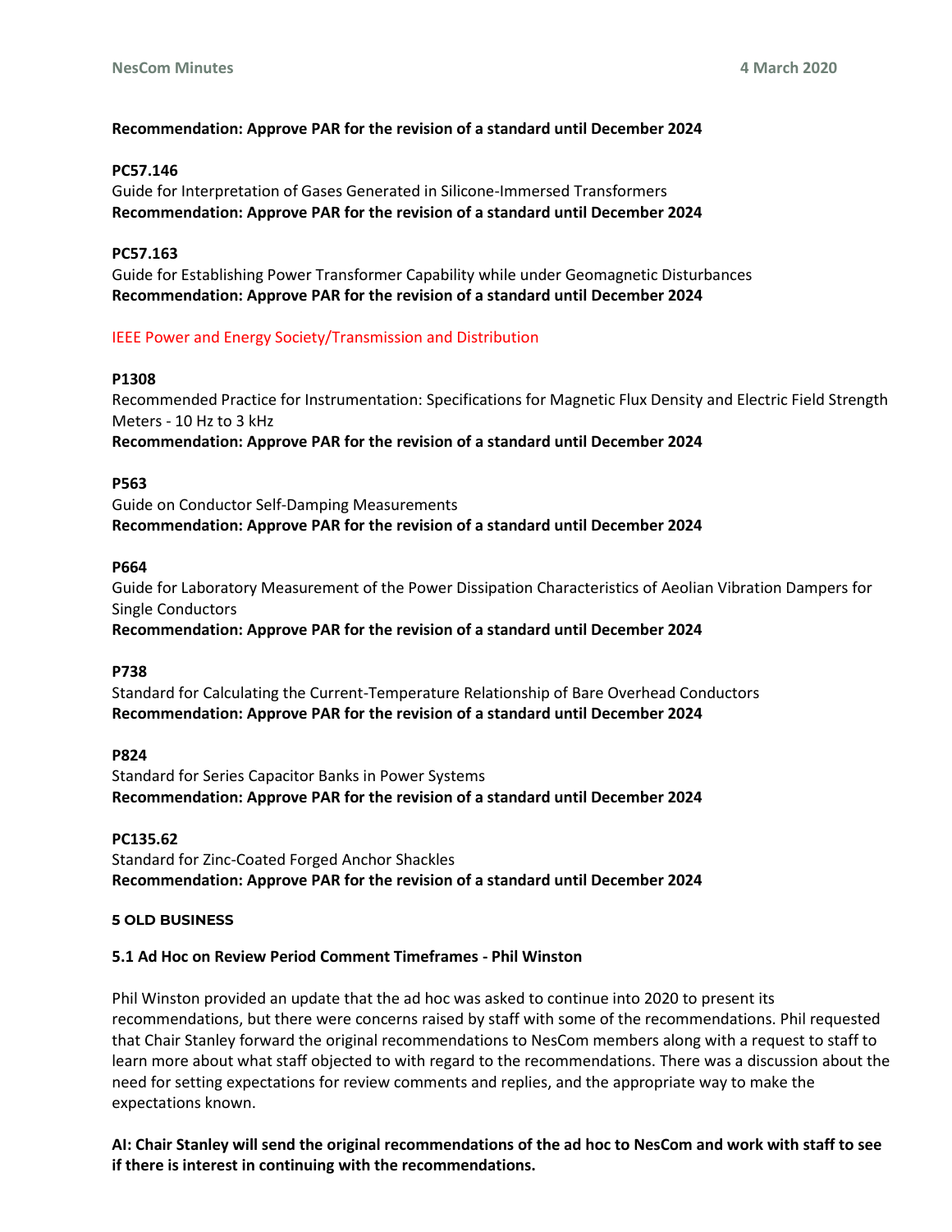**Recommendation: Approve PAR for the revision of a standard until December 2024**

**PC57.146**
Guide for Interpretation of Gases Generated in Silicone-Immersed Transformers
**Recommendation: Approve PAR for the revision of a standard until December 2024**

**PC57.163**
Guide for Establishing Power Transformer Capability while under Geomagnetic Disturbances
**Recommendation: Approve PAR for the revision of a standard until December 2024**

IEEE Power and Energy Society/Transmission and Distribution

**P1308**
Recommended Practice for Instrumentation: Specifications for Magnetic Flux Density and Electric Field Strength Meters - 10 Hz to 3 kHz
**Recommendation: Approve PAR for the revision of a standard until December 2024**

**P563**
Guide on Conductor Self-Damping Measurements
**Recommendation: Approve PAR for the revision of a standard until December 2024**

**P664**
Guide for Laboratory Measurement of the Power Dissipation Characteristics of Aeolian Vibration Dampers for Single Conductors
**Recommendation: Approve PAR for the revision of a standard until December 2024**

**P738**
Standard for Calculating the Current-Temperature Relationship of Bare Overhead Conductors
**Recommendation: Approve PAR for the revision of a standard until December 2024**

**P824**
Standard for Series Capacitor Banks in Power Systems
**Recommendation: Approve PAR for the revision of a standard until December 2024**

**PC135.62**
Standard for Zinc-Coated Forged Anchor Shackles
**Recommendation: Approve PAR for the revision of a standard until December 2024**

## 5 OLD BUSINESS

### 5.1 Ad Hoc on Review Period Comment Timeframes - Phil Winston

Phil Winston provided an update that the ad hoc was asked to continue into 2020 to present its recommendations, but there were concerns raised by staff with some of the recommendations. Phil requested that Chair Stanley forward the original recommendations to NesCom members along with a request to staff to learn more about what staff objected to with regard to the recommendations. There was a discussion about the need for setting expectations for review comments and replies, and the appropriate way to make the expectations known.

**AI: Chair Stanley will send the original recommendations of the ad hoc to NesCom and work with staff to see if there is interest in continuing with the recommendations.**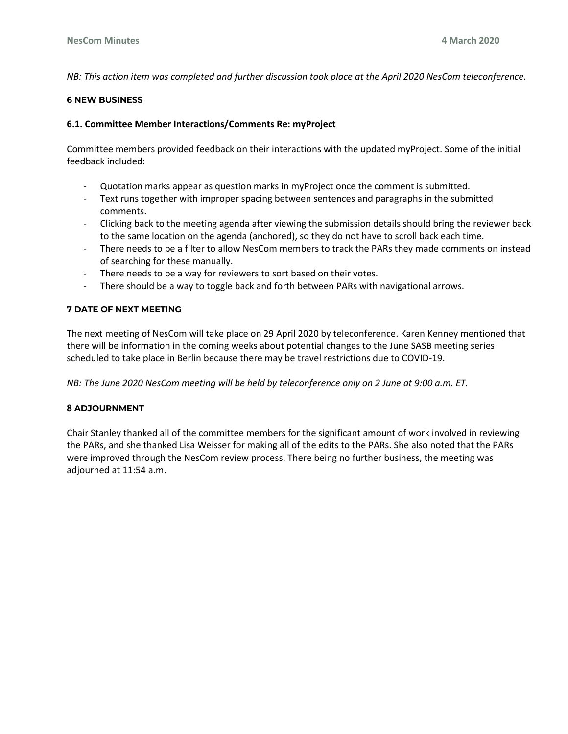*NB: This action item was completed and further discussion took place at the April 2020 NesCom teleconference.*

## 6 NEW BUSINESS

### 6.1. Committee Member Interactions/Comments Re: myProject

Committee members provided feedback on their interactions with the updated myProject. Some of the initial feedback included:

- Quotation marks appear as question marks in myProject once the comment is submitted.
- Text runs together with improper spacing between sentences and paragraphs in the submitted comments.
- Clicking back to the meeting agenda after viewing the submission details should bring the reviewer back to the same location on the agenda (anchored), so they do not have to scroll back each time.
- There needs to be a filter to allow NesCom members to track the PARs they made comments on instead of searching for these manually.
- There needs to be a way for reviewers to sort based on their votes.
- There should be a way to toggle back and forth between PARs with navigational arrows.

## 7 DATE OF NEXT MEETING

The next meeting of NesCom will take place on 29 April 2020 by teleconference. Karen Kenney mentioned that there will be information in the coming weeks about potential changes to the June SASB meeting series scheduled to take place in Berlin because there may be travel restrictions due to COVID-19.

*NB: The June 2020 NesCom meeting will be held by teleconference only on 2 June at 9:00 a.m. ET.*

## 8 ADJOURNMENT

Chair Stanley thanked all of the committee members for the significant amount of work involved in reviewing the PARs, and she thanked Lisa Weisser for making all of the edits to the PARs. She also noted that the PARs were improved through the NesCom review process. There being no further business, the meeting was adjourned at 11:54 a.m.